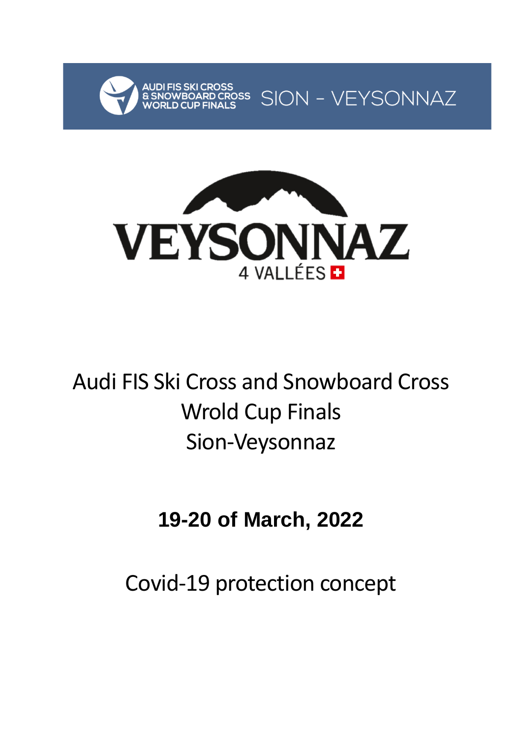AUDI FIS SKI CROSS & SNOWBOARD CROSS WORLD CUP FINALS SION - VEYSONNAZ

VEYSONNAZ

4 VALLÉES

# Audi FIS Ski Cross and Snowboard Cross Wrold Cup Finals Sion-Veysonnaz

**19-20 of March, 2022**

## Covid-19 protection concept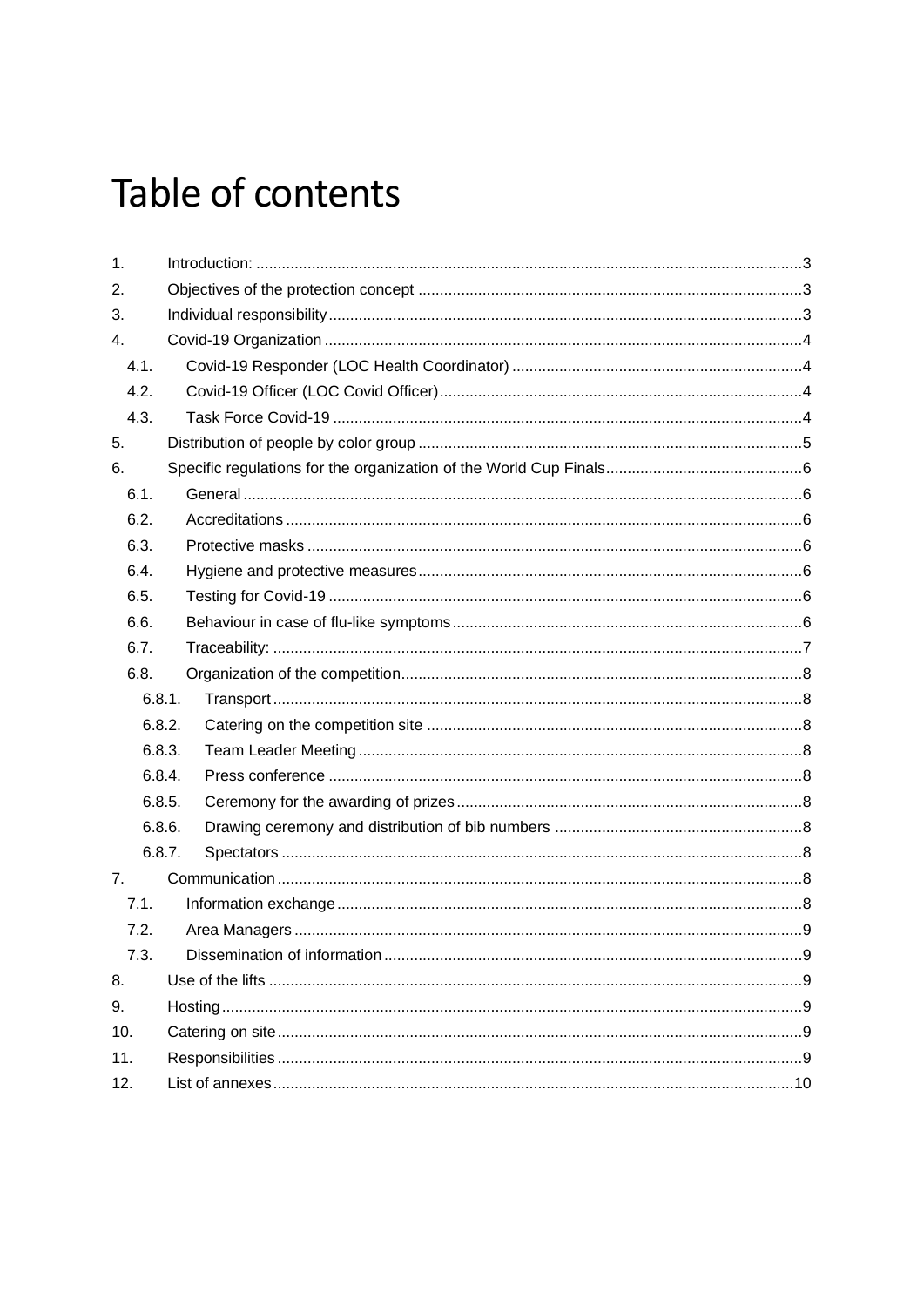# Table of contents

1. Introduction: .....3
2. Objectives of the protection concept .....3
3. Individual responsibility .....3
4. Covid-19 Organization .....4
   - 4.1. Covid-19 Responder (LOC Health Coordinator) .....4
   - 4.2. Covid-19 Officer (LOC Covid Officer) .....4
   - 4.3. Task Force Covid-19 .....4
5. Distribution of people by color group .....5
6. Specific regulations for the organization of the World Cup Finals .....6
   - 6.1. General .....6
   - 6.2. Accreditations .....6
   - 6.3. Protective masks .....6
   - 6.4. Hygiene and protective measures .....6
   - 6.5. Testing for Covid-19 .....6
   - 6.6. Behaviour in case of flu-like symptoms .....6
   - 6.7. Traceability: .....7
   - 6.8. Organization of the competition .....8
     - 6.8.1. Transport .....8
     - 6.8.2. Catering on the competition site .....8
     - 6.8.3. Team Leader Meeting .....8
     - 6.8.4. Press conference .....8
     - 6.8.5. Ceremony for the awarding of prizes .....8
     - 6.8.6. Drawing ceremony and distribution of bib numbers .....8
     - 6.8.7. Spectators .....8
7. Communication .....8
   - 7.1. Information exchange .....8
   - 7.2. Area Managers .....9
   - 7.3. Dissemination of information .....9
8. Use of the lifts .....9
9. Hosting .....9
10. Catering on site .....9
11. Responsibilities .....9
12. List of annexes .....10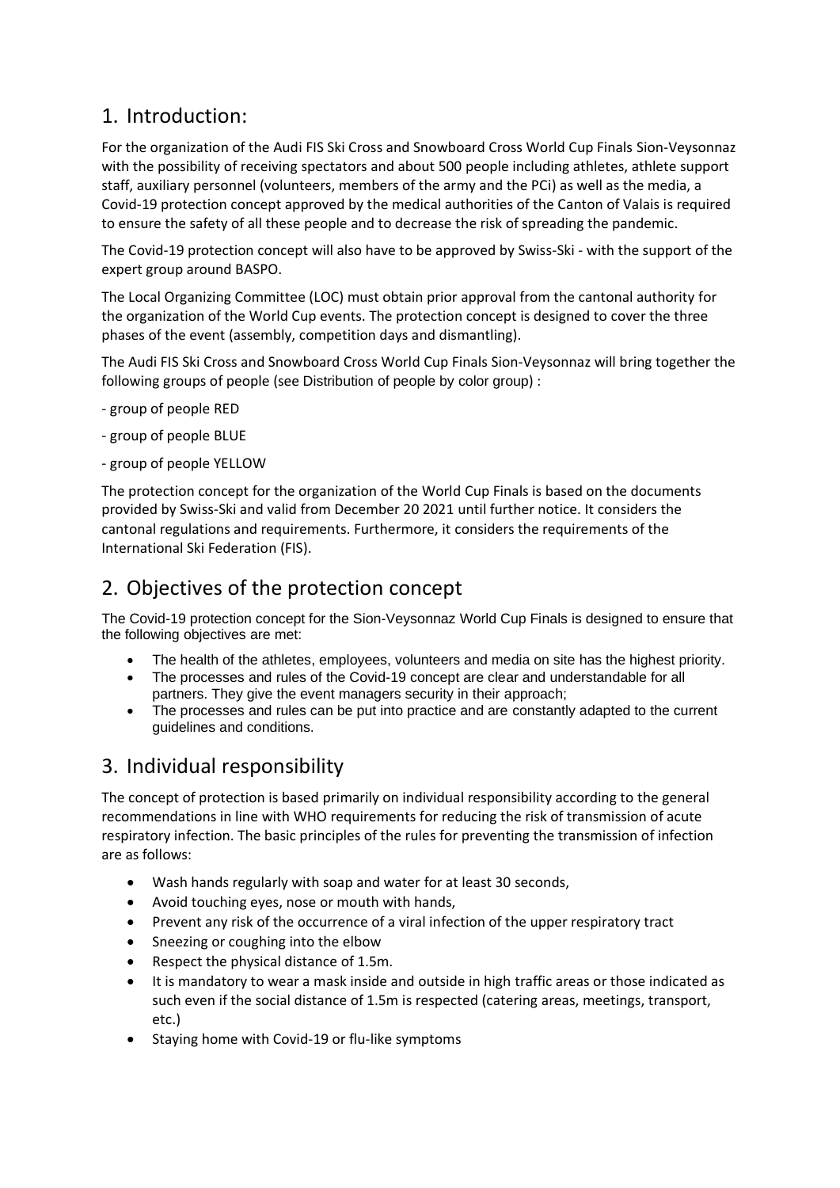## 1. Introduction:

For the organization of the Audi FIS Ski Cross and Snowboard Cross World Cup Finals Sion-Veysonnaz with the possibility of receiving spectators and about 500 people including athletes, athlete support staff, auxiliary personnel (volunteers, members of the army and the PCi) as well as the media, a Covid-19 protection concept approved by the medical authorities of the Canton of Valais is required to ensure the safety of all these people and to decrease the risk of spreading the pandemic.

The Covid-19 protection concept will also have to be approved by Swiss-Ski - with the support of the expert group around BASPO.

The Local Organizing Committee (LOC) must obtain prior approval from the cantonal authority for the organization of the World Cup events. The protection concept is designed to cover the three phases of the event (assembly, competition days and dismantling).

The Audi FIS Ski Cross and Snowboard Cross World Cup Finals Sion-Veysonnaz will bring together the following groups of people (see Distribution of people by color group) :

- group of people RED

- group of people BLUE

- group of people YELLOW

The protection concept for the organization of the World Cup Finals is based on the documents provided by Swiss-Ski and valid from December 20 2021 until further notice. It considers the cantonal regulations and requirements. Furthermore, it considers the requirements of the International Ski Federation (FIS).

## 2. Objectives of the protection concept

The Covid-19 protection concept for the Sion-Veysonnaz World Cup Finals is designed to ensure that the following objectives are met:

- The health of the athletes, employees, volunteers and media on site has the highest priority.
- The processes and rules of the Covid-19 concept are clear and understandable for all partners. They give the event managers security in their approach;
- The processes and rules can be put into practice and are constantly adapted to the current guidelines and conditions.

## 3. Individual responsibility

The concept of protection is based primarily on individual responsibility according to the general recommendations in line with WHO requirements for reducing the risk of transmission of acute respiratory infection. The basic principles of the rules for preventing the transmission of infection are as follows:

- Wash hands regularly with soap and water for at least 30 seconds,
- Avoid touching eyes, nose or mouth with hands,
- Prevent any risk of the occurrence of a viral infection of the upper respiratory tract
- Sneezing or coughing into the elbow
- Respect the physical distance of 1.5m.
- It is mandatory to wear a mask inside and outside in high traffic areas or those indicated as such even if the social distance of 1.5m is respected (catering areas, meetings, transport, etc.)
- Staying home with Covid-19 or flu-like symptoms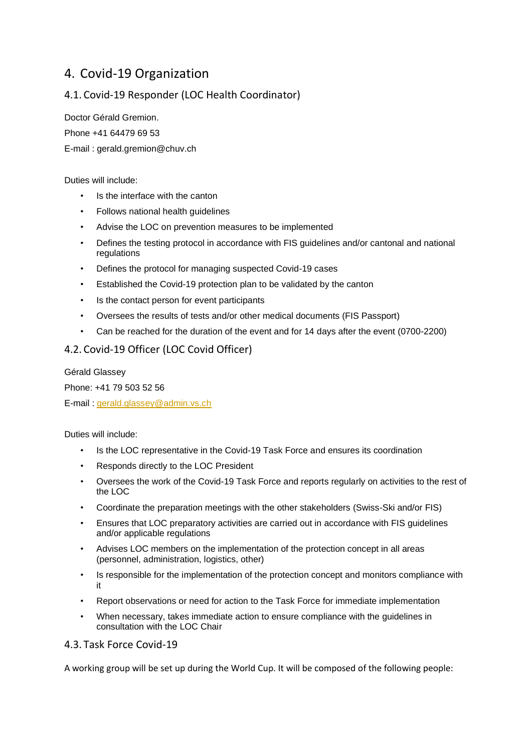# 4. Covid-19 Organization

## 4.1. Covid-19 Responder (LOC Health Coordinator)

Doctor Gérald Gremion.

Phone +41 64479 69 53

E-mail : gerald.gremion@chuv.ch

Duties will include:

- Is the interface with the canton
- Follows national health guidelines
- Advise the LOC on prevention measures to be implemented
- Defines the testing protocol in accordance with FIS guidelines and/or cantonal and national regulations
- Defines the protocol for managing suspected Covid-19 cases
- Established the Covid-19 protection plan to be validated by the canton
- Is the contact person for event participants
- Oversees the results of tests and/or other medical documents (FIS Passport)
- Can be reached for the duration of the event and for 14 days after the event (0700-2200)

## 4.2. Covid-19 Officer (LOC Covid Officer)

Gérald Glassey

Phone: +41 79 503 52 56

E-mail : gerald.glassey@admin.vs.ch

Duties will include:

- Is the LOC representative in the Covid-19 Task Force and ensures its coordination
- Responds directly to the LOC President
- Oversees the work of the Covid-19 Task Force and reports regularly on activities to the rest of the LOC
- Coordinate the preparation meetings with the other stakeholders (Swiss-Ski and/or FIS)
- Ensures that LOC preparatory activities are carried out in accordance with FIS guidelines and/or applicable regulations
- Advises LOC members on the implementation of the protection concept in all areas (personnel, administration, logistics, other)
- Is responsible for the implementation of the protection concept and monitors compliance with it
- Report observations or need for action to the Task Force for immediate implementation
- When necessary, takes immediate action to ensure compliance with the guidelines in consultation with the LOC Chair

## 4.3. Task Force Covid-19

A working group will be set up during the World Cup. It will be composed of the following people: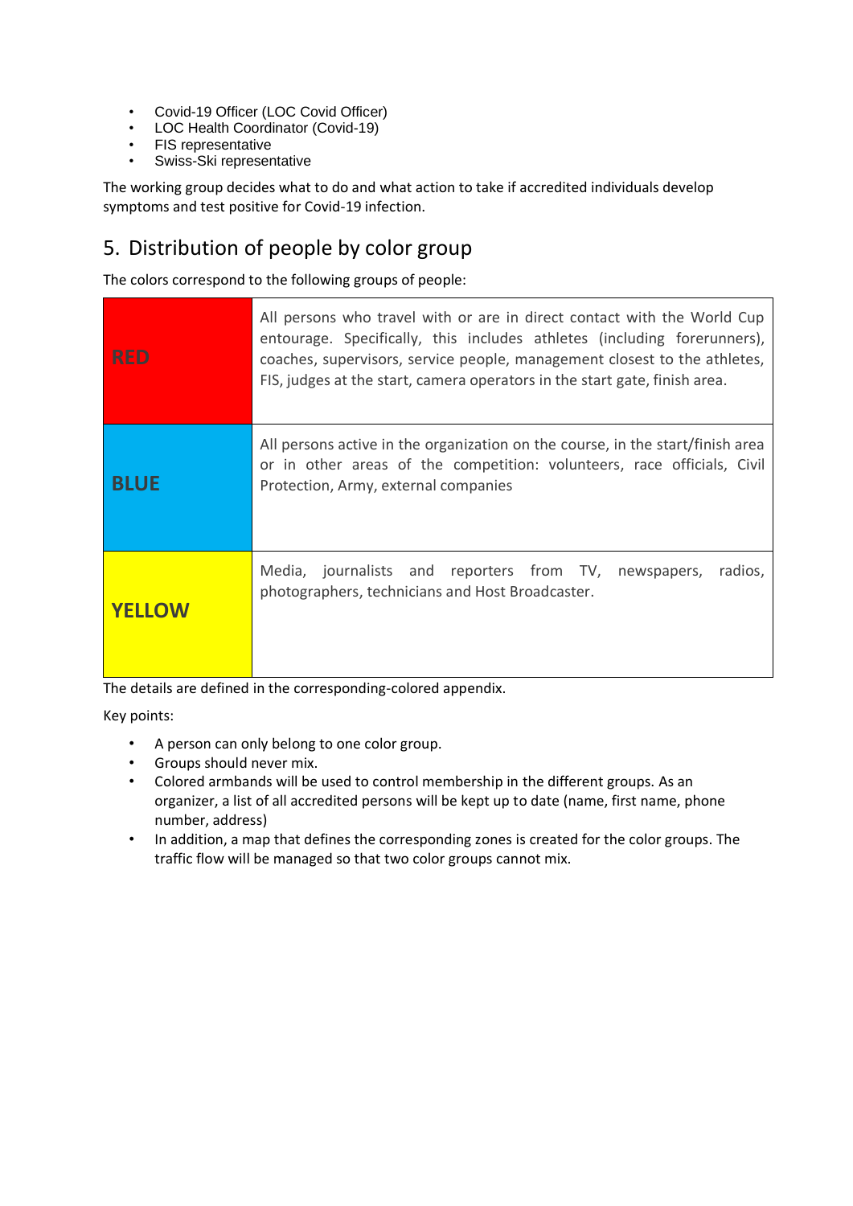- Covid-19 Officer (LOC Covid Officer)
- LOC Health Coordinator (Covid-19)
- FIS representative
- Swiss-Ski representative

The working group decides what to do and what action to take if accredited individuals develop symptoms and test positive for Covid-19 infection.

## 5. Distribution of people by color group

The colors correspond to the following groups of people:

| | |
|---|---|
| **RED** | All persons who travel with or are in direct contact with the World Cup entourage. Specifically, this includes athletes (including forerunners), coaches, supervisors, service people, management closest to the athletes, FIS, judges at the start, camera operators in the start gate, finish area. |
| **BLUE** | All persons active in the organization on the course, in the start/finish area or in other areas of the competition: volunteers, race officials, Civil Protection, Army, external companies |
| **YELLOW** | Media, journalists and reporters from TV, newspapers, radios, photographers, technicians and Host Broadcaster. |

The details are defined in the corresponding-colored appendix.

Key points:

- A person can only belong to one color group.
- Groups should never mix.
- Colored armbands will be used to control membership in the different groups. As an organizer, a list of all accredited persons will be kept up to date (name, first name, phone number, address)
- In addition, a map that defines the corresponding zones is created for the color groups. The traffic flow will be managed so that two color groups cannot mix.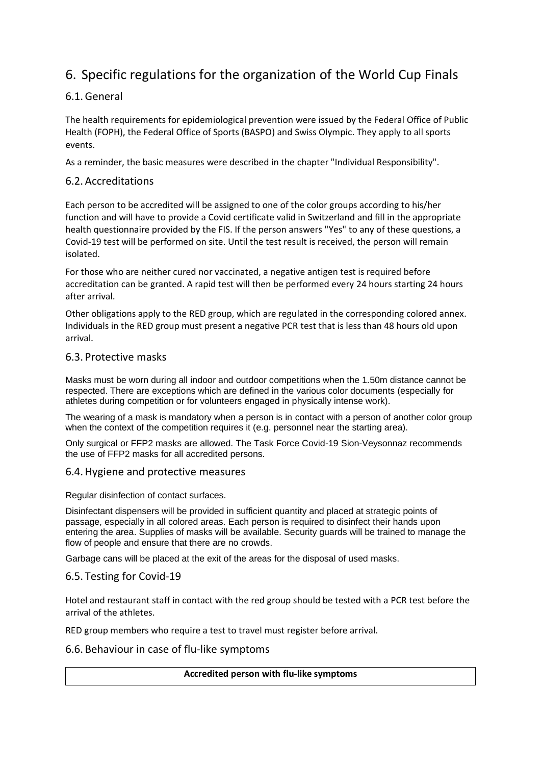# 6. Specific regulations for the organization of the World Cup Finals

## 6.1. General

The health requirements for epidemiological prevention were issued by the Federal Office of Public Health (FOPH), the Federal Office of Sports (BASPO) and Swiss Olympic. They apply to all sports events.

As a reminder, the basic measures were described in the chapter "Individual Responsibility".

## 6.2. Accreditations

Each person to be accredited will be assigned to one of the color groups according to his/her function and will have to provide a Covid certificate valid in Switzerland and fill in the appropriate health questionnaire provided by the FIS. If the person answers "Yes" to any of these questions, a Covid-19 test will be performed on site. Until the test result is received, the person will remain isolated.

For those who are neither cured nor vaccinated, a negative antigen test is required before accreditation can be granted. A rapid test will then be performed every 24 hours starting 24 hours after arrival.

Other obligations apply to the RED group, which are regulated in the corresponding colored annex. Individuals in the RED group must present a negative PCR test that is less than 48 hours old upon arrival.

## 6.3. Protective masks

Masks must be worn during all indoor and outdoor competitions when the 1.50m distance cannot be respected. There are exceptions which are defined in the various color documents (especially for athletes during competition or for volunteers engaged in physically intense work).

The wearing of a mask is mandatory when a person is in contact with a person of another color group when the context of the competition requires it (e.g. personnel near the starting area).

Only surgical or FFP2 masks are allowed. The Task Force Covid-19 Sion-Veysonnaz recommends the use of FFP2 masks for all accredited persons.

## 6.4. Hygiene and protective measures

Regular disinfection of contact surfaces.

Disinfectant dispensers will be provided in sufficient quantity and placed at strategic points of passage, especially in all colored areas. Each person is required to disinfect their hands upon entering the area. Supplies of masks will be available. Security guards will be trained to manage the flow of people and ensure that there are no crowds.

Garbage cans will be placed at the exit of the areas for the disposal of used masks.

## 6.5. Testing for Covid-19

Hotel and restaurant staff in contact with the red group should be tested with a PCR test before the arrival of the athletes.

RED group members who require a test to travel must register before arrival.

## 6.6. Behaviour in case of flu-like symptoms

| **Accredited person with flu-like symptoms** |
| --- |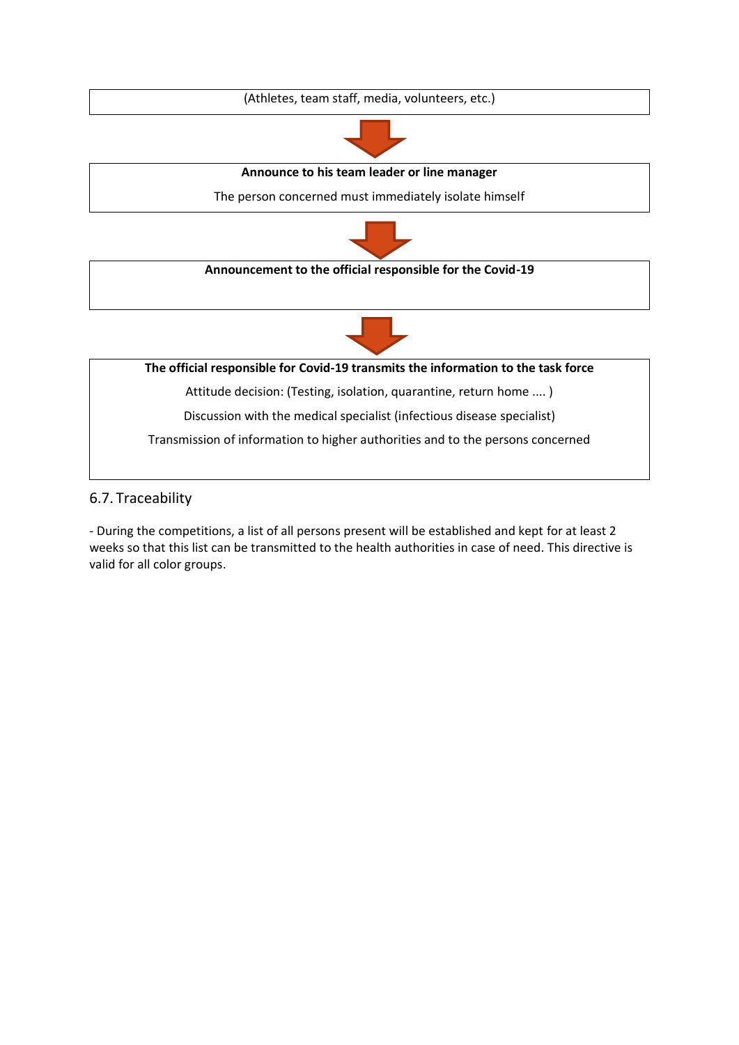(Athletes, team staff, media, volunteers, etc.)

↓

**Announce to his team leader or line manager**

The person concerned must immediately isolate himself

↓

**Announcement to the official responsible for the Covid-19**

↓

**The official responsible for Covid-19 transmits the information to the task force**

Attitude decision: (Testing, isolation, quarantine, return home .... )

Discussion with the medical specialist (infectious disease specialist)

Transmission of information to higher authorities and to the persons concerned

## 6.7. Traceability

- During the competitions, a list of all persons present will be established and kept for at least 2 weeks so that this list can be transmitted to the health authorities in case of need. This directive is valid for all color groups.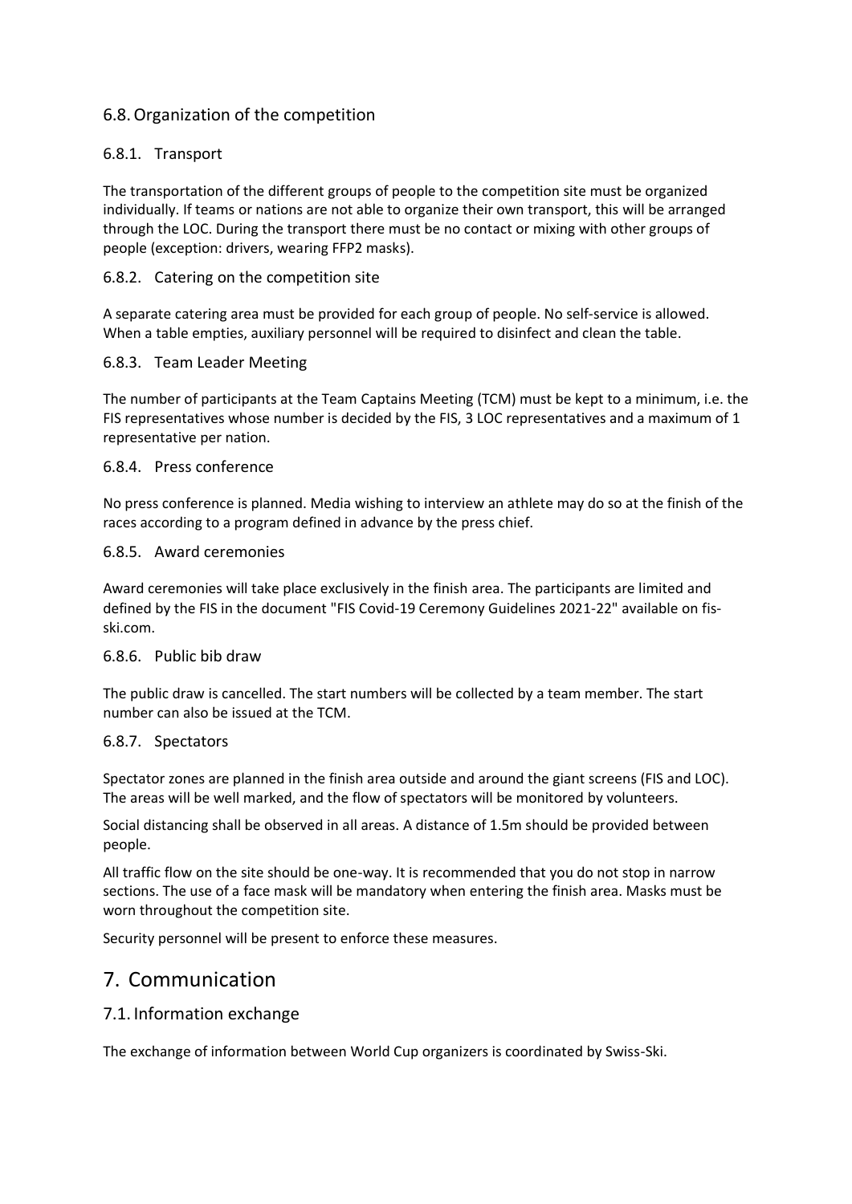### 6.8. Organization of the competition

#### 6.8.1. Transport

The transportation of the different groups of people to the competition site must be organized individually. If teams or nations are not able to organize their own transport, this will be arranged through the LOC. During the transport there must be no contact or mixing with other groups of people (exception: drivers, wearing FFP2 masks).

#### 6.8.2. Catering on the competition site

A separate catering area must be provided for each group of people. No self-service is allowed. When a table empties, auxiliary personnel will be required to disinfect and clean the table.

#### 6.8.3. Team Leader Meeting

The number of participants at the Team Captains Meeting (TCM) must be kept to a minimum, i.e. the FIS representatives whose number is decided by the FIS, 3 LOC representatives and a maximum of 1 representative per nation.

#### 6.8.4. Press conference

No press conference is planned. Media wishing to interview an athlete may do so at the finish of the races according to a program defined in advance by the press chief.

#### 6.8.5. Award ceremonies

Award ceremonies will take place exclusively in the finish area. The participants are limited and defined by the FIS in the document "FIS Covid-19 Ceremony Guidelines 2021-22" available on fis-ski.com.

#### 6.8.6. Public bib draw

The public draw is cancelled. The start numbers will be collected by a team member. The start number can also be issued at the TCM.

#### 6.8.7. Spectators

Spectator zones are planned in the finish area outside and around the giant screens (FIS and LOC). The areas will be well marked, and the flow of spectators will be monitored by volunteers.

Social distancing shall be observed in all areas. A distance of 1.5m should be provided between people.

All traffic flow on the site should be one-way. It is recommended that you do not stop in narrow sections. The use of a face mask will be mandatory when entering the finish area. Masks must be worn throughout the competition site.

Security personnel will be present to enforce these measures.

## 7. Communication

### 7.1. Information exchange

The exchange of information between World Cup organizers is coordinated by Swiss-Ski.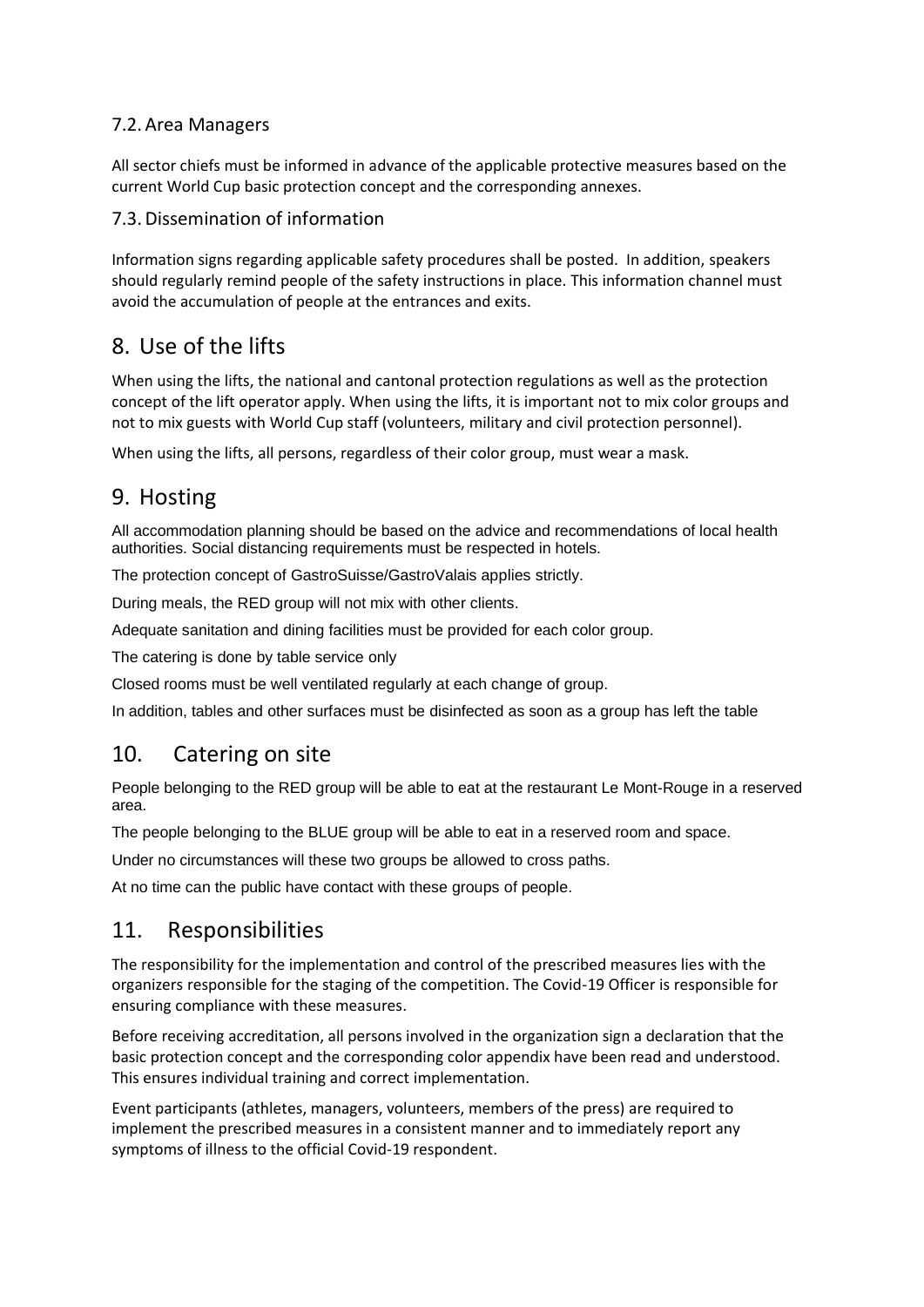### 7.2. Area Managers

All sector chiefs must be informed in advance of the applicable protective measures based on the current World Cup basic protection concept and the corresponding annexes.

### 7.3. Dissemination of information

Information signs regarding applicable safety procedures shall be posted. In addition, speakers should regularly remind people of the safety instructions in place. This information channel must avoid the accumulation of people at the entrances and exits.

## 8. Use of the lifts

When using the lifts, the national and cantonal protection regulations as well as the protection concept of the lift operator apply. When using the lifts, it is important not to mix color groups and not to mix guests with World Cup staff (volunteers, military and civil protection personnel).

When using the lifts, all persons, regardless of their color group, must wear a mask.

## 9. Hosting

All accommodation planning should be based on the advice and recommendations of local health authorities. Social distancing requirements must be respected in hotels.

The protection concept of GastroSuisse/GastroValais applies strictly.

During meals, the RED group will not mix with other clients.

Adequate sanitation and dining facilities must be provided for each color group.

The catering is done by table service only

Closed rooms must be well ventilated regularly at each change of group.

In addition, tables and other surfaces must be disinfected as soon as a group has left the table

## 10. Catering on site

People belonging to the RED group will be able to eat at the restaurant Le Mont-Rouge in a reserved area.

The people belonging to the BLUE group will be able to eat in a reserved room and space.

Under no circumstances will these two groups be allowed to cross paths.

At no time can the public have contact with these groups of people.

## 11. Responsibilities

The responsibility for the implementation and control of the prescribed measures lies with the organizers responsible for the staging of the competition. The Covid-19 Officer is responsible for ensuring compliance with these measures.

Before receiving accreditation, all persons involved in the organization sign a declaration that the basic protection concept and the corresponding color appendix have been read and understood. This ensures individual training and correct implementation.

Event participants (athletes, managers, volunteers, members of the press) are required to implement the prescribed measures in a consistent manner and to immediately report any symptoms of illness to the official Covid-19 respondent.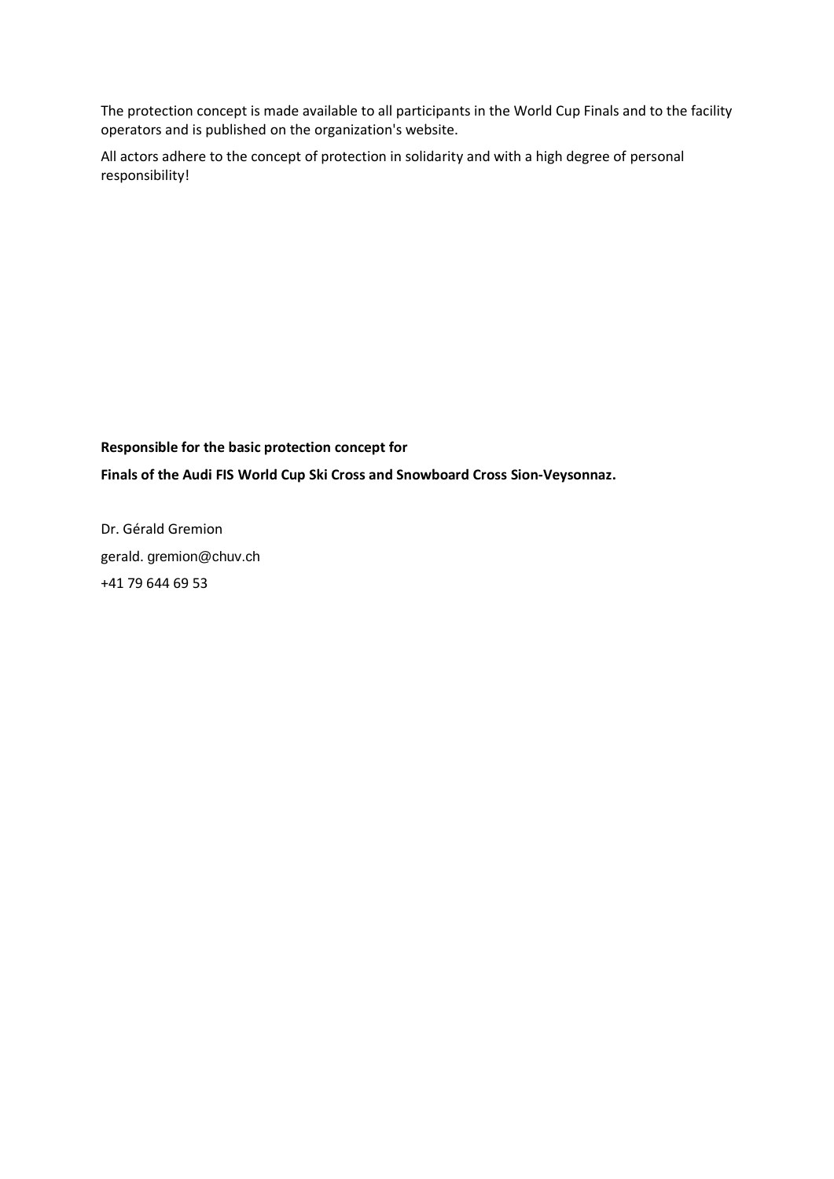The protection concept is made available to all participants in the World Cup Finals and to the facility operators and is published on the organization's website.

All actors adhere to the concept of protection in solidarity and with a high degree of personal responsibility!

**Responsible for the basic protection concept for**

**Finals of the Audi FIS World Cup Ski Cross and Snowboard Cross Sion-Veysonnaz.**

Dr. Gérald Gremion

gerald. gremion@chuv.ch

+41 79 644 69 53